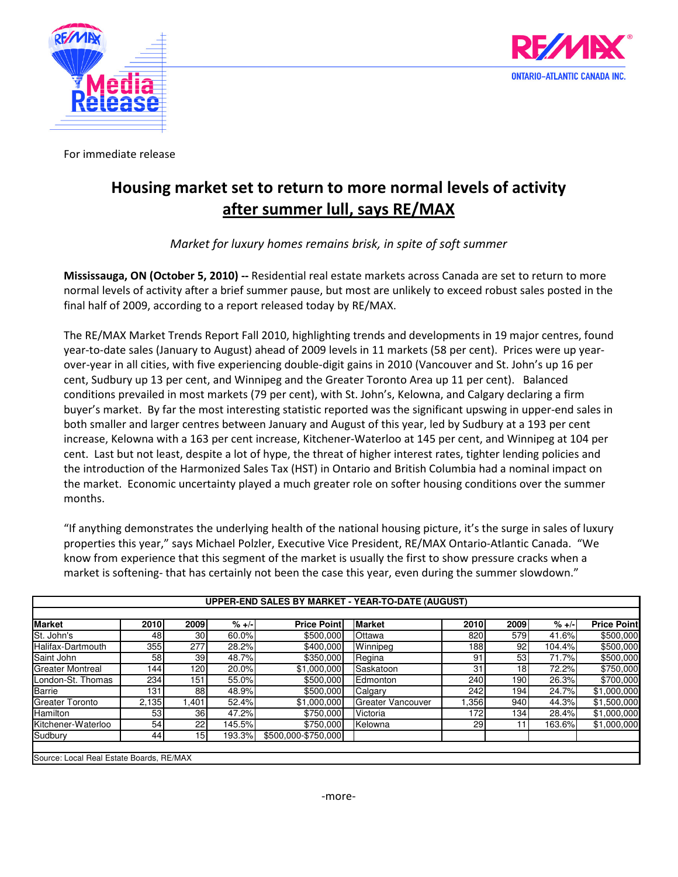For immediate release

# Housing market set to return to more normal levels of activity after summer lull, says RE/MAX

*Market for luxury homes remains brisk, in spite of soft summer*

**Mississauga, ON (October 5, 2010) --** Residential real estate markets across Canada are set to return to more normal levels of activity after a brief summer pause, but most are unlikely to exceed robust sales posted in the final half of 2009, according to a report released today by RE/MAX.

The RE/MAX Market Trends Report Fall 2010, highlighting trends and developments in 19 major centres, found year-to-date sales (January to August) ahead of 2009 levels in 11 markets (58 per cent). Prices were up year-over-year in all cities, with five experiencing double-digit gains in 2010 (Vancouver and St. John's up 16 per cent, Sudbury up 13 per cent, and Winnipeg and the Greater Toronto Area up 11 per cent). Balanced conditions prevailed in most markets (79 per cent), with St. John's, Kelowna, and Calgary declaring a firm buyer's market. By far the most interesting statistic reported was the significant upswing in upper-end sales in both smaller and larger centres between January and August of this year, led by Sudbury at a 193 per cent increase, Kelowna with a 163 per cent increase, Kitchener-Waterloo at 145 per cent, and Winnipeg at 104 per cent. Last but not least, despite a lot of hype, the threat of higher interest rates, tighter lending policies and the introduction of the Harmonized Sales Tax (HST) in Ontario and British Columbia had a nominal impact on the market. Economic uncertainty played a much greater role on softer housing conditions over the summer months.

"If anything demonstrates the underlying health of the national housing picture, it's the surge in sales of luxury properties this year," says Michael Polzler, Executive Vice President, RE/MAX Ontario-Atlantic Canada. "We know from experience that this segment of the market is usually the first to show pressure cracks when a market is softening- that has certainly not been the case this year, even during the summer slowdown."

**UPPER-END SALES BY MARKET - YEAR-TO-DATE (AUGUST)**

| Market | 2010 | 2009 | % +/- | Price Point | Market | 2010 | 2009 | % +/- | Price Point |
|---|---|---|---|---|---|---|---|---|---|
| St. John's | 48 | 30 | 60.0% | $500,000 | Ottawa | 820 | 579 | 41.6% | $500,000 |
| Halifax-Dartmouth | 355 | 277 | 28.2% | $400,000 | Winnipeg | 188 | 92 | 104.4% | $500,000 |
| Saint John | 58 | 39 | 48.7% | $350,000 | Regina | 91 | 53 | 71.7% | $500,000 |
| Greater Montreal | 144 | 120 | 20.0% | $1,000,000 | Saskatoon | 31 | 18 | 72.2% | $750,000 |
| London-St. Thomas | 234 | 151 | 55.0% | $500,000 | Edmonton | 240 | 190 | 26.3% | $700,000 |
| Barrie | 131 | 88 | 48.9% | $500,000 | Calgary | 242 | 194 | 24.7% | $1,000,000 |
| Greater Toronto | 2,135 | 1,401 | 52.4% | $1,000,000 | Greater Vancouver | 1,356 | 940 | 44.3% | $1,500,000 |
| Hamilton | 53 | 36 | 47.2% | $750,000 | Victoria | 172 | 134 | 28.4% | $1,000,000 |
| Kitchener-Waterloo | 54 | 22 | 145.5% | $750,000 | Kelowna | 29 | 11 | 163.6% | $1,000,000 |
| Sudbury | 44 | 15 | 193.3% | $500,000-$750,000 | | | | | |

Source: Local Real Estate Boards, RE/MAX

-more-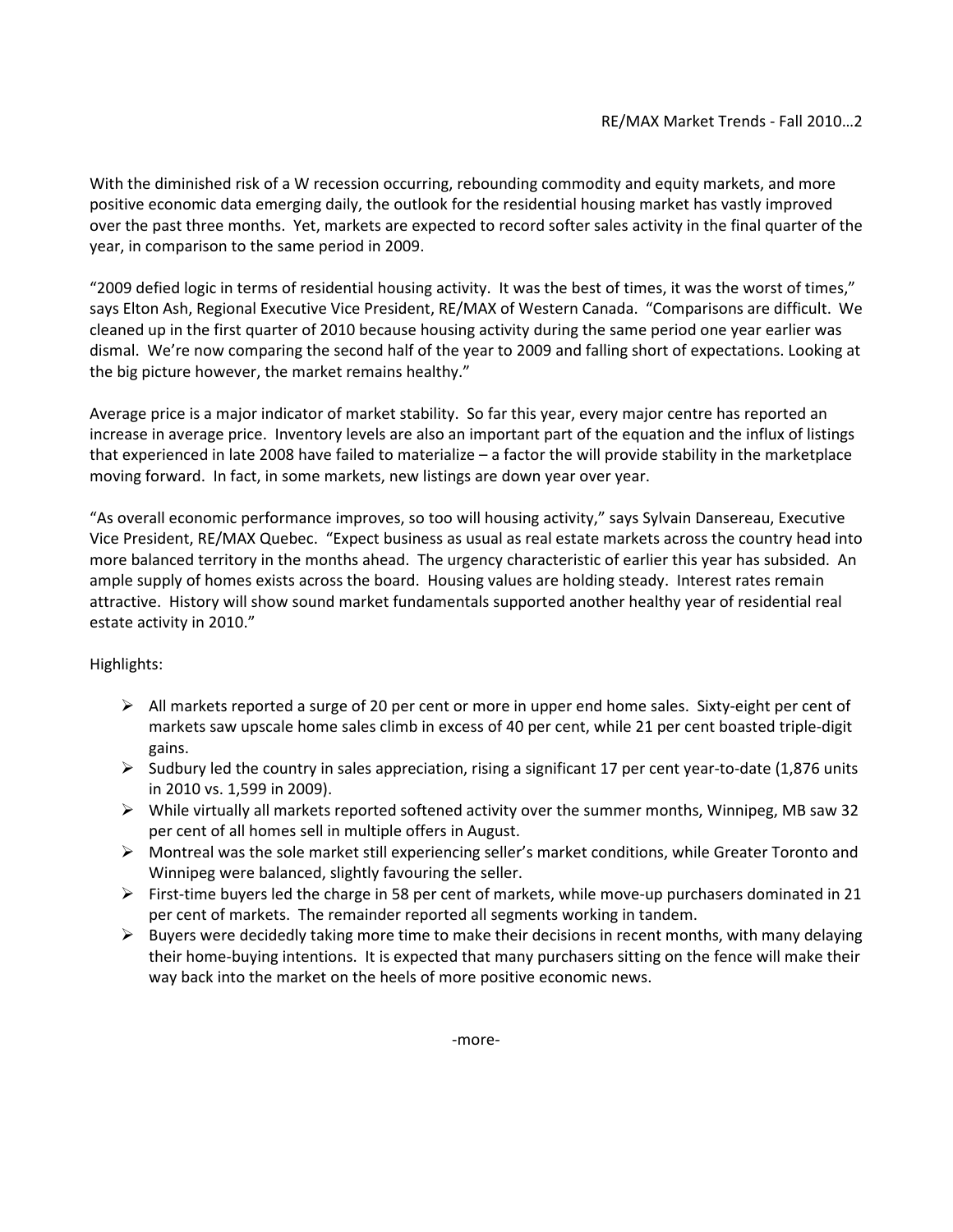With the diminished risk of a W recession occurring, rebounding commodity and equity markets, and more positive economic data emerging daily, the outlook for the residential housing market has vastly improved over the past three months. Yet, markets are expected to record softer sales activity in the final quarter of the year, in comparison to the same period in 2009.

"2009 defied logic in terms of residential housing activity. It was the best of times, it was the worst of times," says Elton Ash, Regional Executive Vice President, RE/MAX of Western Canada. "Comparisons are difficult. We cleaned up in the first quarter of 2010 because housing activity during the same period one year earlier was dismal. We're now comparing the second half of the year to 2009 and falling short of expectations. Looking at the big picture however, the market remains healthy."

Average price is a major indicator of market stability. So far this year, every major centre has reported an increase in average price. Inventory levels are also an important part of the equation and the influx of listings that experienced in late 2008 have failed to materialize – a factor the will provide stability in the marketplace moving forward. In fact, in some markets, new listings are down year over year.

"As overall economic performance improves, so too will housing activity," says Sylvain Dansereau, Executive Vice President, RE/MAX Quebec. "Expect business as usual as real estate markets across the country head into more balanced territory in the months ahead. The urgency characteristic of earlier this year has subsided. An ample supply of homes exists across the board. Housing values are holding steady. Interest rates remain attractive. History will show sound market fundamentals supported another healthy year of residential real estate activity in 2010."

Highlights:

- All markets reported a surge of 20 per cent or more in upper end home sales. Sixty-eight per cent of markets saw upscale home sales climb in excess of 40 per cent, while 21 per cent boasted triple-digit gains.
- Sudbury led the country in sales appreciation, rising a significant 17 per cent year-to-date (1,876 units in 2010 vs. 1,599 in 2009).
- While virtually all markets reported softened activity over the summer months, Winnipeg, MB saw 32 per cent of all homes sell in multiple offers in August.
- Montreal was the sole market still experiencing seller's market conditions, while Greater Toronto and Winnipeg were balanced, slightly favouring the seller.
- First-time buyers led the charge in 58 per cent of markets, while move-up purchasers dominated in 21 per cent of markets. The remainder reported all segments working in tandem.
- Buyers were decidedly taking more time to make their decisions in recent months, with many delaying their home-buying intentions. It is expected that many purchasers sitting on the fence will make their way back into the market on the heels of more positive economic news.

-more-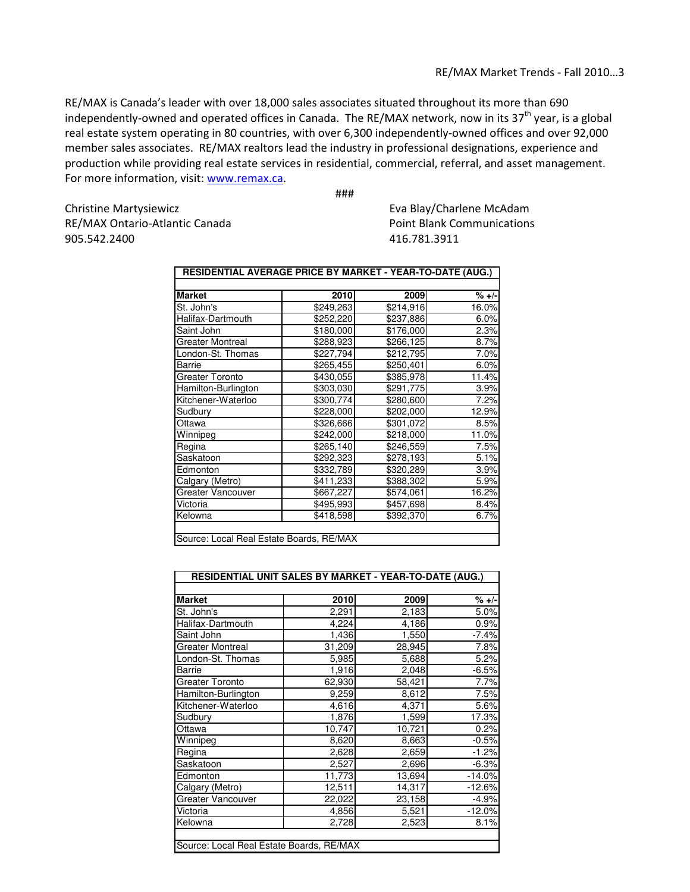RE/MAX is Canada's leader with over 18,000 sales associates situated throughout its more than 690 independently-owned and operated offices in Canada. The RE/MAX network, now in its 37th year, is a global real estate system operating in 80 countries, with over 6,300 independently-owned offices and over 92,000 member sales associates. RE/MAX realtors lead the industry in professional designations, experience and production while providing real estate services in residential, commercial, referral, and asset management. For more information, visit: www.remax.ca.

###

Christine Martysiewicz
RE/MAX Ontario-Atlantic Canada
905.542.2400

Eva Blay/Charlene McAdam
Point Blank Communications
416.781.3911

**RESIDENTIAL AVERAGE PRICE BY MARKET - YEAR-TO-DATE (AUG.)**

| Market | 2010 | 2009 | % +/- |
|---|---|---|---|
| St. John's | $249,263 | $214,916 | 16.0% |
| Halifax-Dartmouth | $252,220 | $237,886 | 6.0% |
| Saint John | $180,000 | $176,000 | 2.3% |
| Greater Montreal | $288,923 | $266,125 | 8.7% |
| London-St. Thomas | $227,794 | $212,795 | 7.0% |
| Barrie | $265,455 | $250,401 | 6.0% |
| Greater Toronto | $430,055 | $385,978 | 11.4% |
| Hamilton-Burlington | $303,030 | $291,775 | 3.9% |
| Kitchener-Waterloo | $300,774 | $280,600 | 7.2% |
| Sudbury | $228,000 | $202,000 | 12.9% |
| Ottawa | $326,666 | $301,072 | 8.5% |
| Winnipeg | $242,000 | $218,000 | 11.0% |
| Regina | $265,140 | $246,559 | 7.5% |
| Saskatoon | $292,323 | $278,193 | 5.1% |
| Edmonton | $332,789 | $320,289 | 3.9% |
| Calgary (Metro) | $411,233 | $388,302 | 5.9% |
| Greater Vancouver | $667,227 | $574,061 | 16.2% |
| Victoria | $495,993 | $457,698 | 8.4% |
| Kelowna | $418,598 | $392,370 | 6.7% |

Source: Local Real Estate Boards, RE/MAX

**RESIDENTIAL UNIT SALES BY MARKET - YEAR-TO-DATE (AUG.)**

| Market | 2010 | 2009 | % +/- |
|---|---|---|---|
| St. John's | 2,291 | 2,183 | 5.0% |
| Halifax-Dartmouth | 4,224 | 4,186 | 0.9% |
| Saint John | 1,436 | 1,550 | -7.4% |
| Greater Montreal | 31,209 | 28,945 | 7.8% |
| London-St. Thomas | 5,985 | 5,688 | 5.2% |
| Barrie | 1,916 | 2,048 | -6.5% |
| Greater Toronto | 62,930 | 58,421 | 7.7% |
| Hamilton-Burlington | 9,259 | 8,612 | 7.5% |
| Kitchener-Waterloo | 4,616 | 4,371 | 5.6% |
| Sudbury | 1,876 | 1,599 | 17.3% |
| Ottawa | 10,747 | 10,721 | 0.2% |
| Winnipeg | 8,620 | 8,663 | -0.5% |
| Regina | 2,628 | 2,659 | -1.2% |
| Saskatoon | 2,527 | 2,696 | -6.3% |
| Edmonton | 11,773 | 13,694 | -14.0% |
| Calgary (Metro) | 12,511 | 14,317 | -12.6% |
| Greater Vancouver | 22,022 | 23,158 | -4.9% |
| Victoria | 4,856 | 5,521 | -12.0% |
| Kelowna | 2,728 | 2,523 | 8.1% |

Source: Local Real Estate Boards, RE/MAX